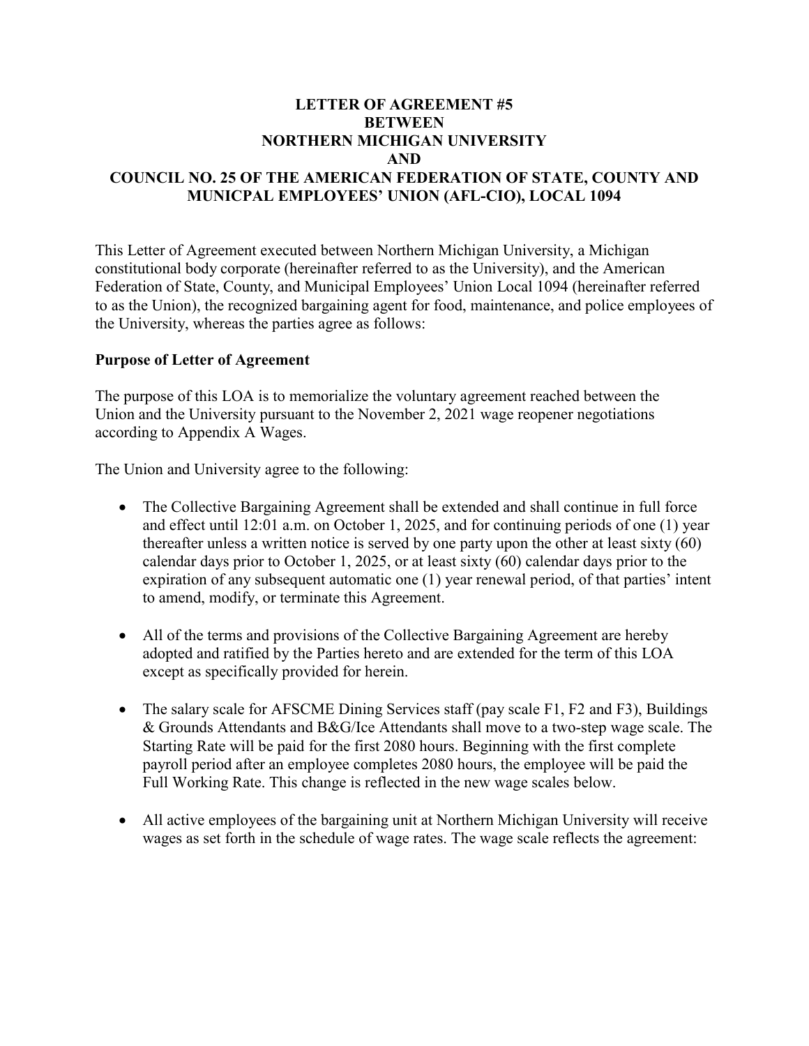# LETTER OF AGREEMENT #5
# BETWEEN
# NORTHERN MICHIGAN UNIVERSITY
# AND
# COUNCIL NO. 25 OF THE AMERICAN FEDERATION OF STATE, COUNTY AND MUNICPAL EMPLOYEES' UNION (AFL-CIO), LOCAL 1094

This Letter of Agreement executed between Northern Michigan University, a Michigan constitutional body corporate (hereinafter referred to as the University), and the American Federation of State, County, and Municipal Employees' Union Local 1094 (hereinafter referred to as the Union), the recognized bargaining agent for food, maintenance, and police employees of the University, whereas the parties agree as follows:

**Purpose of Letter of Agreement**

The purpose of this LOA is to memorialize the voluntary agreement reached between the Union and the University pursuant to the November 2, 2021 wage reopener negotiations according to Appendix A Wages.

The Union and University agree to the following:

- The Collective Bargaining Agreement shall be extended and shall continue in full force and effect until 12:01 a.m. on October 1, 2025, and for continuing periods of one (1) year thereafter unless a written notice is served by one party upon the other at least sixty (60) calendar days prior to October 1, 2025, or at least sixty (60) calendar days prior to the expiration of any subsequent automatic one (1) year renewal period, of that parties' intent to amend, modify, or terminate this Agreement.

- All of the terms and provisions of the Collective Bargaining Agreement are hereby adopted and ratified by the Parties hereto and are extended for the term of this LOA except as specifically provided for herein.

- The salary scale for AFSCME Dining Services staff (pay scale F1, F2 and F3), Buildings & Grounds Attendants and B&G/Ice Attendants shall move to a two-step wage scale. The Starting Rate will be paid for the first 2080 hours. Beginning with the first complete payroll period after an employee completes 2080 hours, the employee will be paid the Full Working Rate. This change is reflected in the new wage scales below.

- All active employees of the bargaining unit at Northern Michigan University will receive wages as set forth in the schedule of wage rates. The wage scale reflects the agreement: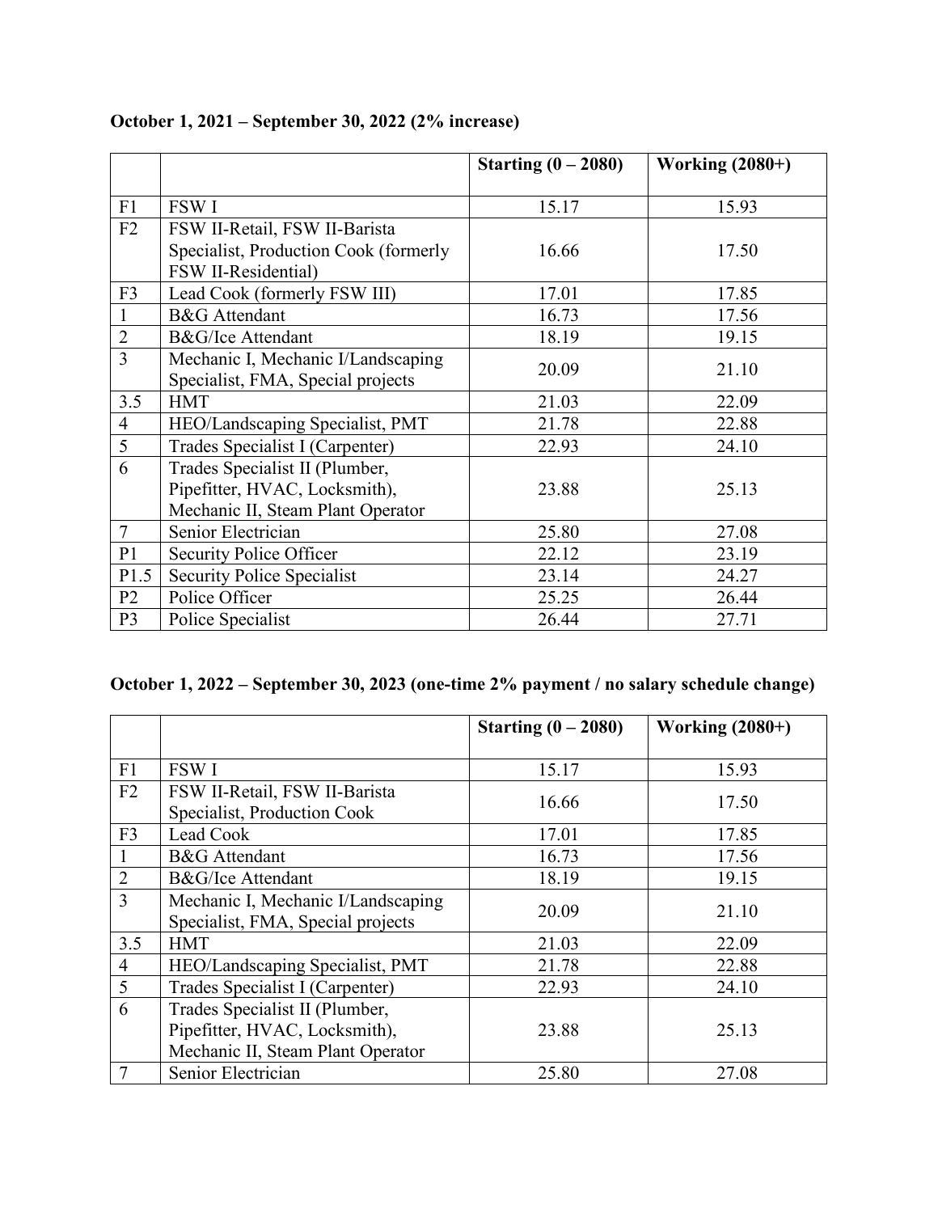**October 1, 2021 – September 30, 2022 (2% increase)**

| | | Starting (0 – 2080) | Working (2080+) |
|---|---|---|---|
| F1 | FSW I | 15.17 | 15.93 |
| F2 | FSW II-Retail, FSW II-Barista Specialist, Production Cook (formerly FSW II-Residential) | 16.66 | 17.50 |
| F3 | Lead Cook (formerly FSW III) | 17.01 | 17.85 |
| 1 | B&G Attendant | 16.73 | 17.56 |
| 2 | B&G/Ice Attendant | 18.19 | 19.15 |
| 3 | Mechanic I, Mechanic I/Landscaping Specialist, FMA, Special projects | 20.09 | 21.10 |
| 3.5 | HMT | 21.03 | 22.09 |
| 4 | HEO/Landscaping Specialist, PMT | 21.78 | 22.88 |
| 5 | Trades Specialist I (Carpenter) | 22.93 | 24.10 |
| 6 | Trades Specialist II (Plumber, Pipefitter, HVAC, Locksmith), Mechanic II, Steam Plant Operator | 23.88 | 25.13 |
| 7 | Senior Electrician | 25.80 | 27.08 |
| P1 | Security Police Officer | 22.12 | 23.19 |
| P1.5 | Security Police Specialist | 23.14 | 24.27 |
| P2 | Police Officer | 25.25 | 26.44 |
| P3 | Police Specialist | 26.44 | 27.71 |

**October 1, 2022 – September 30, 2023 (one-time 2% payment / no salary schedule change)**

| | | Starting (0 – 2080) | Working (2080+) |
|---|---|---|---|
| F1 | FSW I | 15.17 | 15.93 |
| F2 | FSW II-Retail, FSW II-Barista Specialist, Production Cook | 16.66 | 17.50 |
| F3 | Lead Cook | 17.01 | 17.85 |
| 1 | B&G Attendant | 16.73 | 17.56 |
| 2 | B&G/Ice Attendant | 18.19 | 19.15 |
| 3 | Mechanic I, Mechanic I/Landscaping Specialist, FMA, Special projects | 20.09 | 21.10 |
| 3.5 | HMT | 21.03 | 22.09 |
| 4 | HEO/Landscaping Specialist, PMT | 21.78 | 22.88 |
| 5 | Trades Specialist I (Carpenter) | 22.93 | 24.10 |
| 6 | Trades Specialist II (Plumber, Pipefitter, HVAC, Locksmith), Mechanic II, Steam Plant Operator | 23.88 | 25.13 |
| 7 | Senior Electrician | 25.80 | 27.08 |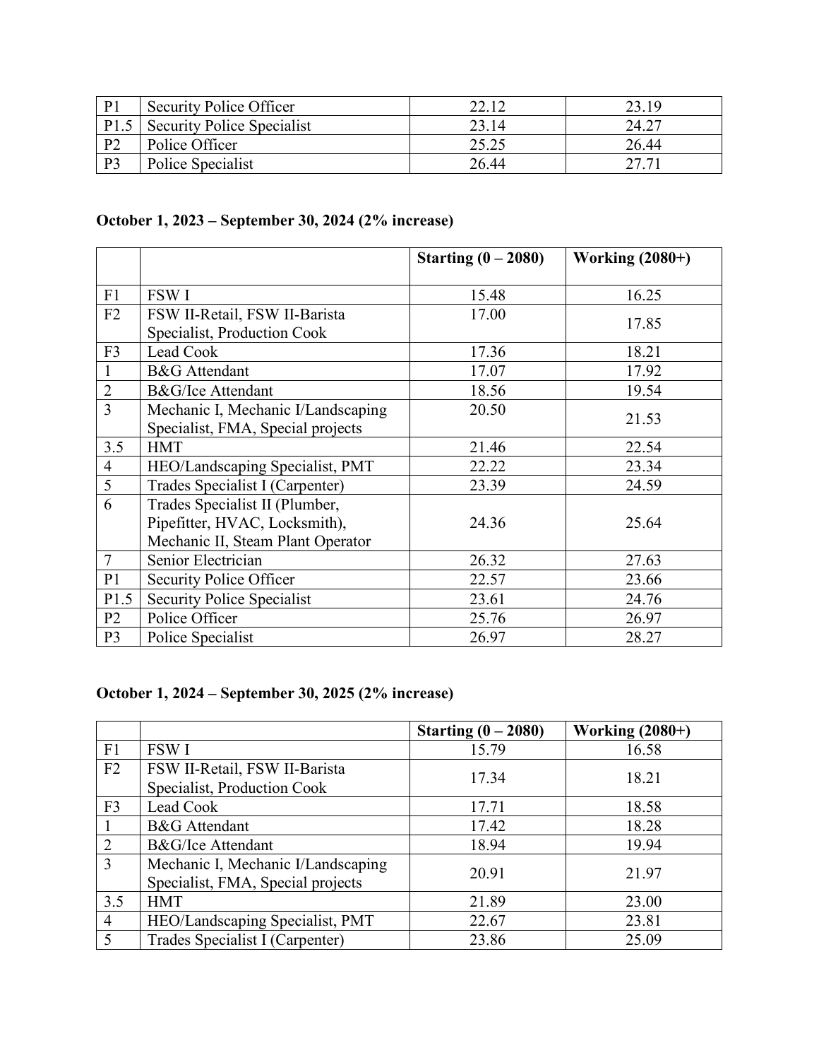| P1 | Security Police Officer | 22.12 | 23.19 |
|---|---|---|---|
| P1.5 | Security Police Specialist | 23.14 | 24.27 |
| P2 | Police Officer | 25.25 | 26.44 |
| P3 | Police Specialist | 26.44 | 27.71 |

**October 1, 2023 – September 30, 2024 (2% increase)**

| | | Starting (0 – 2080) | Working (2080+) |
|---|---|---|---|
| F1 | FSW I | 15.48 | 16.25 |
| F2 | FSW II-Retail, FSW II-Barista Specialist, Production Cook | 17.00 | 17.85 |
| F3 | Lead Cook | 17.36 | 18.21 |
| 1 | B&G Attendant | 17.07 | 17.92 |
| 2 | B&G/Ice Attendant | 18.56 | 19.54 |
| 3 | Mechanic I, Mechanic I/Landscaping Specialist, FMA, Special projects | 20.50 | 21.53 |
| 3.5 | HMT | 21.46 | 22.54 |
| 4 | HEO/Landscaping Specialist, PMT | 22.22 | 23.34 |
| 5 | Trades Specialist I (Carpenter) | 23.39 | 24.59 |
| 6 | Trades Specialist II (Plumber, Pipefitter, HVAC, Locksmith), Mechanic II, Steam Plant Operator | 24.36 | 25.64 |
| 7 | Senior Electrician | 26.32 | 27.63 |
| P1 | Security Police Officer | 22.57 | 23.66 |
| P1.5 | Security Police Specialist | 23.61 | 24.76 |
| P2 | Police Officer | 25.76 | 26.97 |
| P3 | Police Specialist | 26.97 | 28.27 |

**October 1, 2024 – September 30, 2025 (2% increase)**

| | | Starting (0 – 2080) | Working (2080+) |
|---|---|---|---|
| F1 | FSW I | 15.79 | 16.58 |
| F2 | FSW II-Retail, FSW II-Barista Specialist, Production Cook | 17.34 | 18.21 |
| F3 | Lead Cook | 17.71 | 18.58 |
| 1 | B&G Attendant | 17.42 | 18.28 |
| 2 | B&G/Ice Attendant | 18.94 | 19.94 |
| 3 | Mechanic I, Mechanic I/Landscaping Specialist, FMA, Special projects | 20.91 | 21.97 |
| 3.5 | HMT | 21.89 | 23.00 |
| 4 | HEO/Landscaping Specialist, PMT | 22.67 | 23.81 |
| 5 | Trades Specialist I (Carpenter) | 23.86 | 25.09 |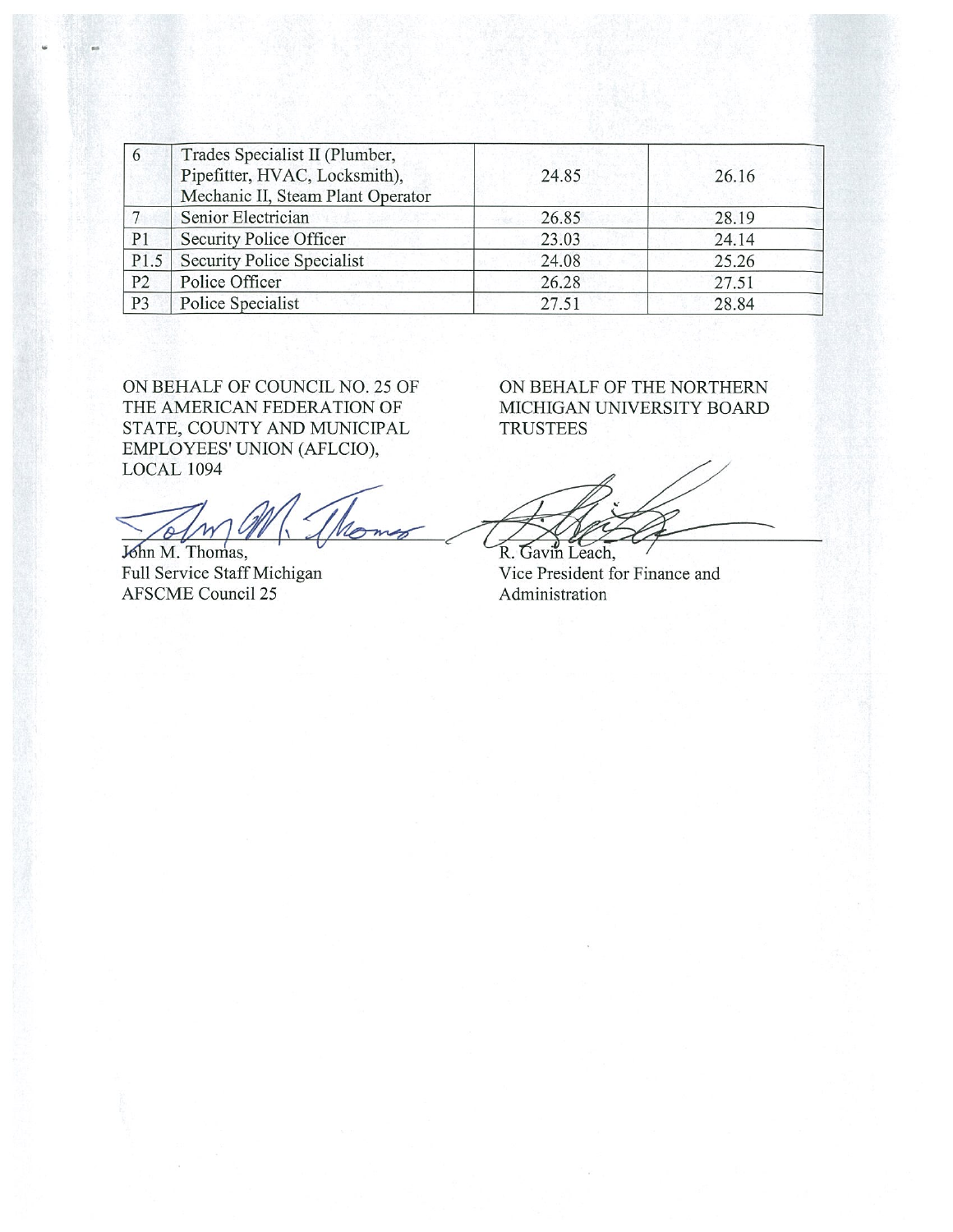| | | | |
|---|---|---|---|
| 6 | Trades Specialist II (Plumber, Pipefitter, HVAC, Locksmith), Mechanic II, Steam Plant Operator | 24.85 | 26.16 |
| 7 | Senior Electrician | 26.85 | 28.19 |
| P1 | Security Police Officer | 23.03 | 24.14 |
| P1.5 | Security Police Specialist | 24.08 | 25.26 |
| P2 | Police Officer | 26.28 | 27.51 |
| P3 | Police Specialist | 27.51 | 28.84 |

ON BEHALF OF COUNCIL NO. 25 OF THE AMERICAN FEDERATION OF STATE, COUNTY AND MUNICIPAL EMPLOYEES' UNION (AFLCIO), LOCAL 1094

John M. Thomas,
Full Service Staff Michigan
AFSCME Council 25

ON BEHALF OF THE NORTHERN MICHIGAN UNIVERSITY BOARD TRUSTEES

R. Gavin Leach,
Vice President for Finance and Administration